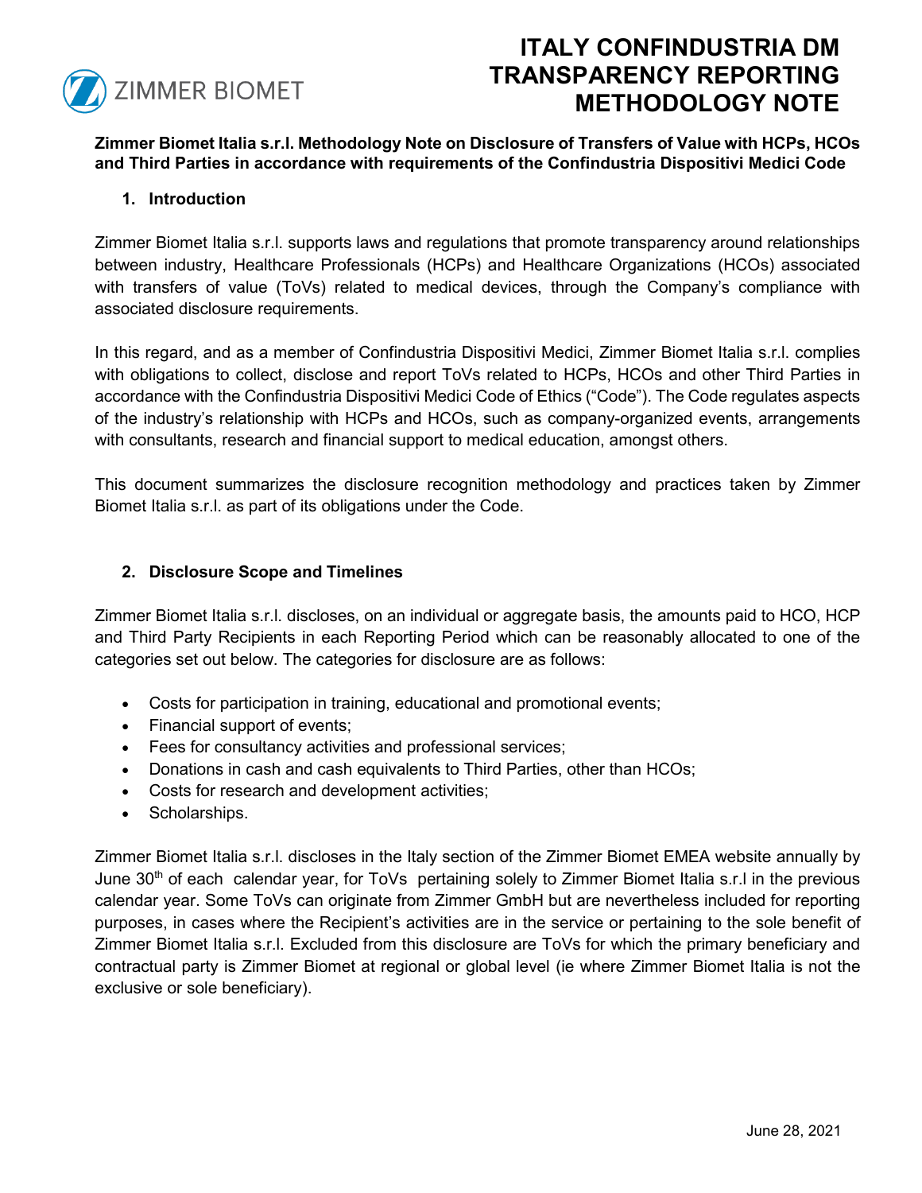# ITALY CONFINDUSTRIA DM TRANSPARENCY REPORTING METHODOLOGY NOTE

**Zimmer Biomet Italia s.r.l. Methodology Note on Disclosure of Transfers of Value with HCPs, HCOs and Third Parties in accordance with requirements of the Confindustria Dispositivi Medici Code**

## 1. Introduction

Zimmer Biomet Italia s.r.l. supports laws and regulations that promote transparency around relationships between industry, Healthcare Professionals (HCPs) and Healthcare Organizations (HCOs) associated with transfers of value (ToVs) related to medical devices, through the Company's compliance with associated disclosure requirements.

In this regard, and as a member of Confindustria Dispositivi Medici, Zimmer Biomet Italia s.r.l. complies with obligations to collect, disclose and report ToVs related to HCPs, HCOs and other Third Parties in accordance with the Confindustria Dispositivi Medici Code of Ethics ("Code"). The Code regulates aspects of the industry's relationship with HCPs and HCOs, such as company-organized events, arrangements with consultants, research and financial support to medical education, amongst others.

This document summarizes the disclosure recognition methodology and practices taken by Zimmer Biomet Italia s.r.l. as part of its obligations under the Code.

## 2. Disclosure Scope and Timelines

Zimmer Biomet Italia s.r.l. discloses, on an individual or aggregate basis, the amounts paid to HCO, HCP and Third Party Recipients in each Reporting Period which can be reasonably allocated to one of the categories set out below. The categories for disclosure are as follows:

- Costs for participation in training, educational and promotional events;
- Financial support of events;
- Fees for consultancy activities and professional services;
- Donations in cash and cash equivalents to Third Parties, other than HCOs;
- Costs for research and development activities;
- Scholarships.

Zimmer Biomet Italia s.r.l. discloses in the Italy section of the Zimmer Biomet EMEA website annually by June 30th of each calendar year, for ToVs pertaining solely to Zimmer Biomet Italia s.r.l in the previous calendar year. Some ToVs can originate from Zimmer GmbH but are nevertheless included for reporting purposes, in cases where the Recipient's activities are in the service or pertaining to the sole benefit of Zimmer Biomet Italia s.r.l. Excluded from this disclosure are ToVs for which the primary beneficiary and contractual party is Zimmer Biomet at regional or global level (ie where Zimmer Biomet Italia is not the exclusive or sole beneficiary).

June 28, 2021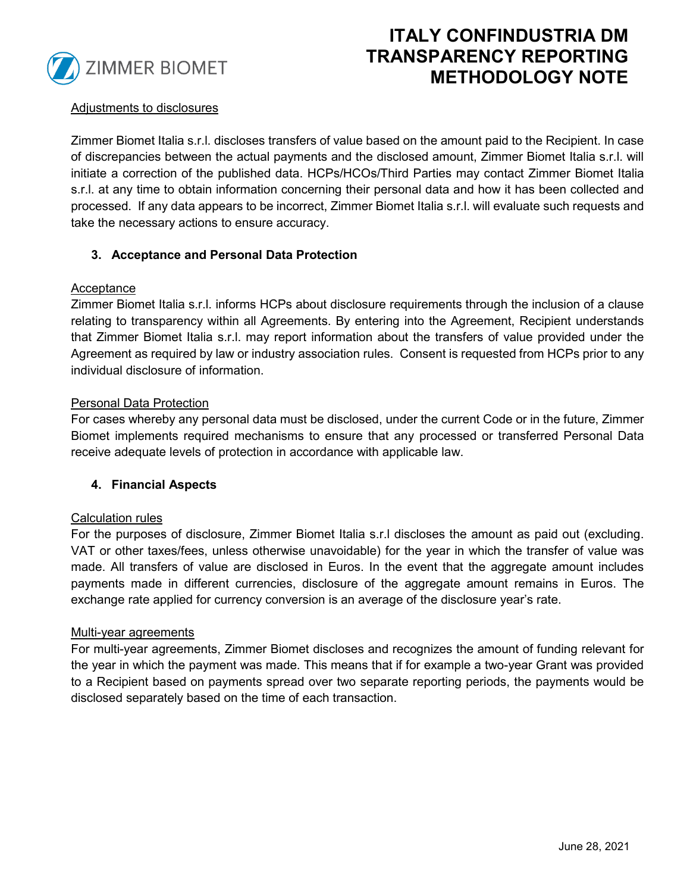Adjustments to disclosures

Zimmer Biomet Italia s.r.l. discloses transfers of value based on the amount paid to the Recipient. In case of discrepancies between the actual payments and the disclosed amount, Zimmer Biomet Italia s.r.l. will initiate a correction of the published data. HCPs/HCOs/Third Parties may contact Zimmer Biomet Italia s.r.l. at any time to obtain information concerning their personal data and how it has been collected and processed. If any data appears to be incorrect, Zimmer Biomet Italia s.r.l. will evaluate such requests and take the necessary actions to ensure accuracy.

## 3. Acceptance and Personal Data Protection

Acceptance

Zimmer Biomet Italia s.r.l. informs HCPs about disclosure requirements through the inclusion of a clause relating to transparency within all Agreements. By entering into the Agreement, Recipient understands that Zimmer Biomet Italia s.r.l. may report information about the transfers of value provided under the Agreement as required by law or industry association rules. Consent is requested from HCPs prior to any individual disclosure of information.

Personal Data Protection

For cases whereby any personal data must be disclosed, under the current Code or in the future, Zimmer Biomet implements required mechanisms to ensure that any processed or transferred Personal Data receive adequate levels of protection in accordance with applicable law.

## 4. Financial Aspects

Calculation rules

For the purposes of disclosure, Zimmer Biomet Italia s.r.l discloses the amount as paid out (excluding. VAT or other taxes/fees, unless otherwise unavoidable) for the year in which the transfer of value was made. All transfers of value are disclosed in Euros. In the event that the aggregate amount includes payments made in different currencies, disclosure of the aggregate amount remains in Euros. The exchange rate applied for currency conversion is an average of the disclosure year's rate.

Multi-year agreements

For multi-year agreements, Zimmer Biomet discloses and recognizes the amount of funding relevant for the year in which the payment was made. This means that if for example a two-year Grant was provided to a Recipient based on payments spread over two separate reporting periods, the payments would be disclosed separately based on the time of each transaction.

June 28, 2021